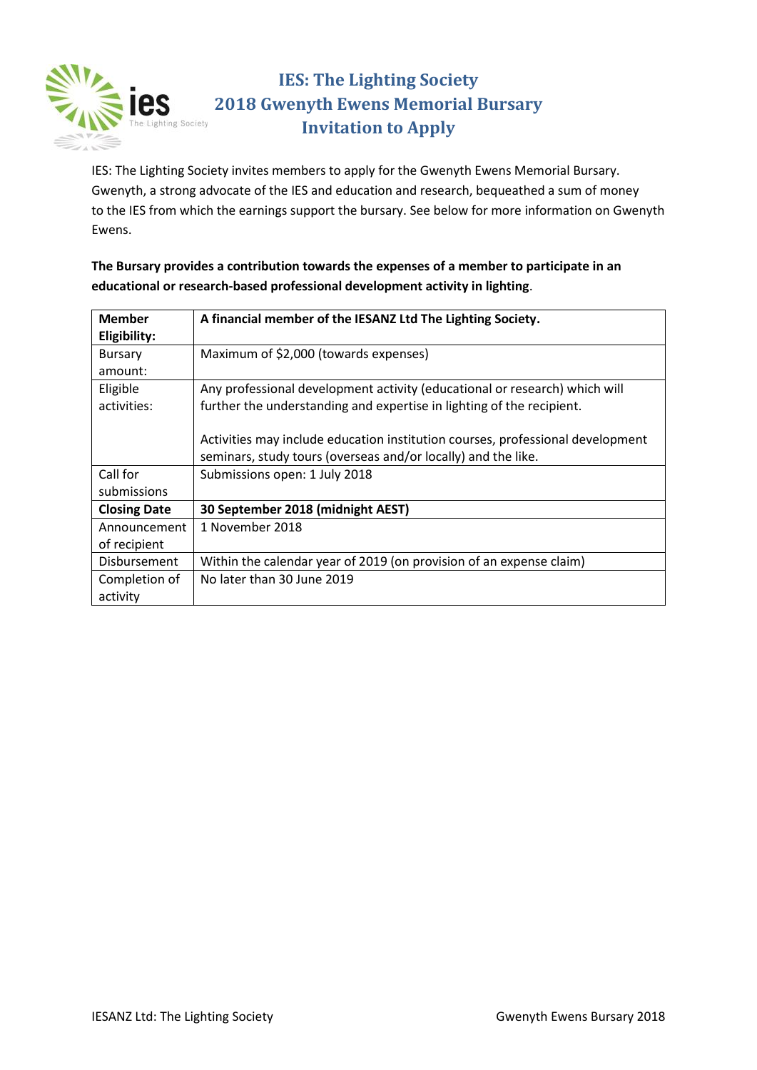# IES: The Lighting Society
# 2018 Gwenyth Ewens Memorial Bursary
# Invitation to Apply

IES: The Lighting Society invites members to apply for the Gwenyth Ewens Memorial Bursary. Gwenyth, a strong advocate of the IES and education and research, bequeathed a sum of money to the IES from which the earnings support the bursary. See below for more information on Gwenyth Ewens.

**The Bursary provides a contribution towards the expenses of a member to participate in an educational or research-based professional development activity in lighting**.

| **Member Eligibility:** | **A financial member of the IESANZ Ltd The Lighting Society.** |
|---|---|
| Bursary amount: | Maximum of $2,000 (towards expenses) |
| Eligible activities: | Any professional development activity (educational or research) which will further the understanding and expertise in lighting of the recipient.<br><br>Activities may include education institution courses, professional development seminars, study tours (overseas and/or locally) and the like. |
| Call for submissions | Submissions open: 1 July 2018 |
| **Closing Date** | **30 September 2018 (midnight AEST)** |
| Announcement of recipient | 1 November 2018 |
| Disbursement | Within the calendar year of 2019 (on provision of an expense claim) |
| Completion of activity | No later than 30 June 2019 |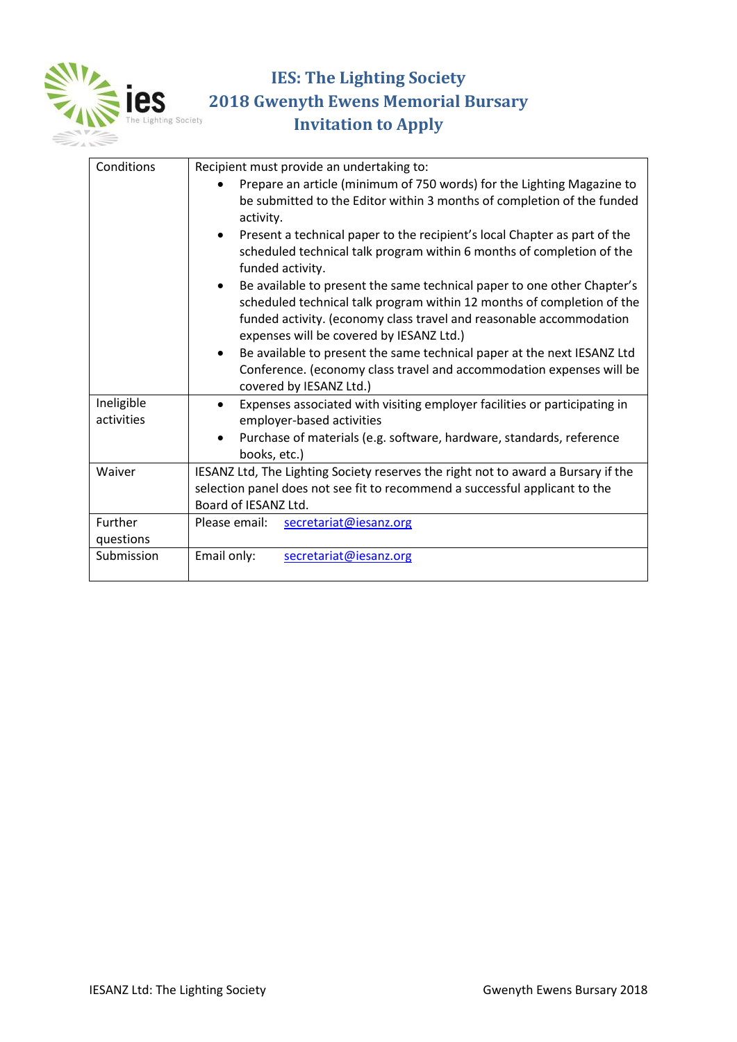# IES: The Lighting Society
## 2018 Gwenyth Ewens Memorial Bursary
## Invitation to Apply

| | |
|---|---|
| Conditions | Recipient must provide an undertaking to:<br>• Prepare an article (minimum of 750 words) for the Lighting Magazine to be submitted to the Editor within 3 months of completion of the funded activity.<br>• Present a technical paper to the recipient's local Chapter as part of the scheduled technical talk program within 6 months of completion of the funded activity.<br>• Be available to present the same technical paper to one other Chapter's scheduled technical talk program within 12 months of completion of the funded activity. (economy class travel and reasonable accommodation expenses will be covered by IESANZ Ltd.)<br>• Be available to present the same technical paper at the next IESANZ Ltd Conference. (economy class travel and accommodation expenses will be covered by IESANZ Ltd.) |
| Ineligible activities | • Expenses associated with visiting employer facilities or participating in employer-based activities<br>• Purchase of materials (e.g. software, hardware, standards, reference books, etc.) |
| Waiver | IESANZ Ltd, The Lighting Society reserves the right not to award a Bursary if the selection panel does not see fit to recommend a successful applicant to the Board of IESANZ Ltd. |
| Further questions | Please email: secretariat@iesanz.org |
| Submission | Email only: secretariat@iesanz.org |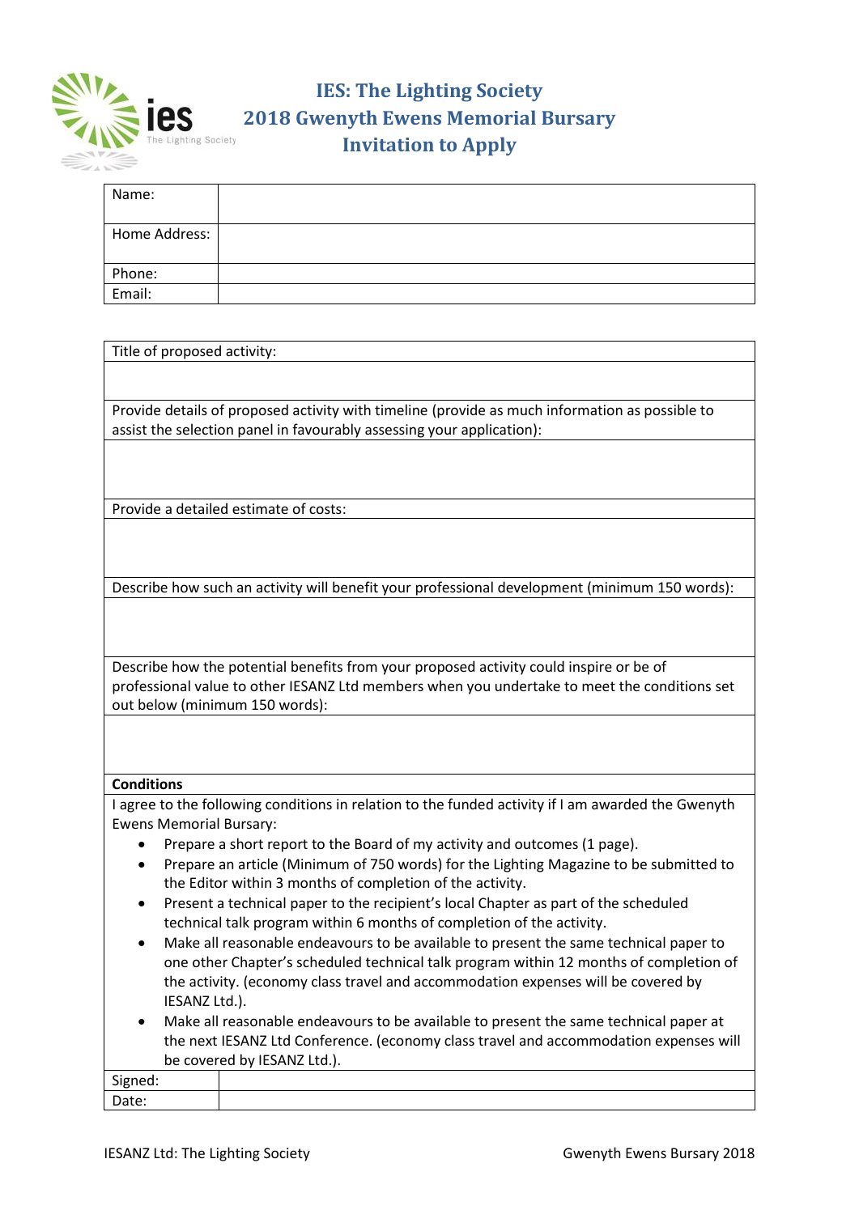# IES: The Lighting Society
## 2018 Gwenyth Ewens Memorial Bursary
## Invitation to Apply

| Name: | |
|---|---|
| Home Address: | |
| Phone: | |
| Email: | |

| Title of proposed activity: |
|---|
| |
| Provide details of proposed activity with timeline (provide as much information as possible to assist the selection panel in favourably assessing your application): |
| |
| Provide a detailed estimate of costs: |
| |
| Describe how such an activity will benefit your professional development (minimum 150 words): |
| |
| Describe how the potential benefits from your proposed activity could inspire or be of professional value to other IESANZ Ltd members when you undertake to meet the conditions set out below (minimum 150 words): |
| |

**Conditions**

I agree to the following conditions in relation to the funded activity if I am awarded the Gwenyth Ewens Memorial Bursary:

- Prepare a short report to the Board of my activity and outcomes (1 page).
- Prepare an article (Minimum of 750 words) for the Lighting Magazine to be submitted to the Editor within 3 months of completion of the activity.
- Present a technical paper to the recipient's local Chapter as part of the scheduled technical talk program within 6 months of completion of the activity.
- Make all reasonable endeavours to be available to present the same technical paper to one other Chapter's scheduled technical talk program within 12 months of completion of the activity. (economy class travel and accommodation expenses will be covered by IESANZ Ltd.).
- Make all reasonable endeavours to be available to present the same technical paper at the next IESANZ Ltd Conference. (economy class travel and accommodation expenses will be covered by IESANZ Ltd.).

| Signed: | |
|---|---|
| Date: | |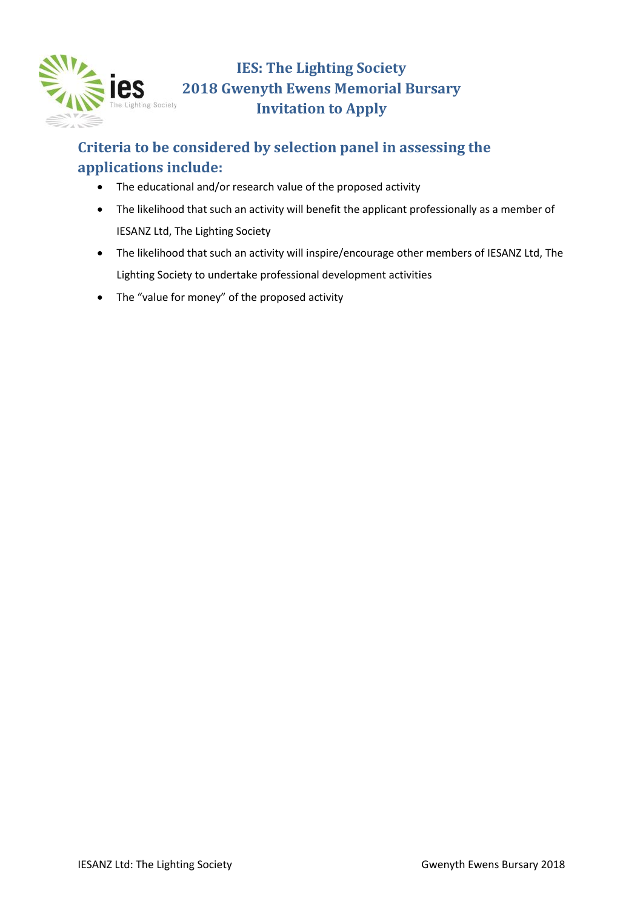# IES: The Lighting Society
# 2018 Gwenyth Ewens Memorial Bursary
# Invitation to Apply

## Criteria to be considered by selection panel in assessing the applications include:

- The educational and/or research value of the proposed activity
- The likelihood that such an activity will benefit the applicant professionally as a member of IESANZ Ltd, The Lighting Society
- The likelihood that such an activity will inspire/encourage other members of IESANZ Ltd, The Lighting Society to undertake professional development activities
- The "value for money" of the proposed activity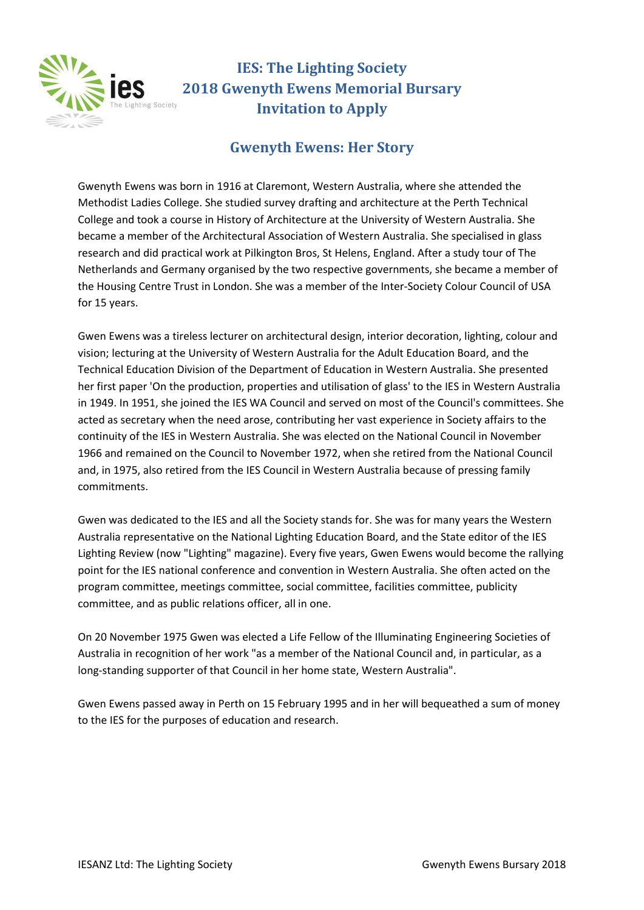# IES: The Lighting Society
# 2018 Gwenyth Ewens Memorial Bursary
# Invitation to Apply

## Gwenyth Ewens: Her Story

Gwenyth Ewens was born in 1916 at Claremont, Western Australia, where she attended the Methodist Ladies College. She studied survey drafting and architecture at the Perth Technical College and took a course in History of Architecture at the University of Western Australia. She became a member of the Architectural Association of Western Australia. She specialised in glass research and did practical work at Pilkington Bros, St Helens, England. After a study tour of The Netherlands and Germany organised by the two respective governments, she became a member of the Housing Centre Trust in London. She was a member of the Inter-Society Colour Council of USA for 15 years.

Gwen Ewens was a tireless lecturer on architectural design, interior decoration, lighting, colour and vision; lecturing at the University of Western Australia for the Adult Education Board, and the Technical Education Division of the Department of Education in Western Australia. She presented her first paper 'On the production, properties and utilisation of glass' to the IES in Western Australia in 1949. In 1951, she joined the IES WA Council and served on most of the Council's committees. She acted as secretary when the need arose, contributing her vast experience in Society affairs to the continuity of the IES in Western Australia. She was elected on the National Council in November 1966 and remained on the Council to November 1972, when she retired from the National Council and, in 1975, also retired from the IES Council in Western Australia because of pressing family commitments.

Gwen was dedicated to the IES and all the Society stands for. She was for many years the Western Australia representative on the National Lighting Education Board, and the State editor of the IES Lighting Review (now "Lighting" magazine). Every five years, Gwen Ewens would become the rallying point for the IES national conference and convention in Western Australia. She often acted on the program committee, meetings committee, social committee, facilities committee, publicity committee, and as public relations officer, all in one.

On 20 November 1975 Gwen was elected a Life Fellow of the Illuminating Engineering Societies of Australia in recognition of her work "as a member of the National Council and, in particular, as a long-standing supporter of that Council in her home state, Western Australia".

Gwen Ewens passed away in Perth on 15 February 1995 and in her will bequeathed a sum of money to the IES for the purposes of education and research.